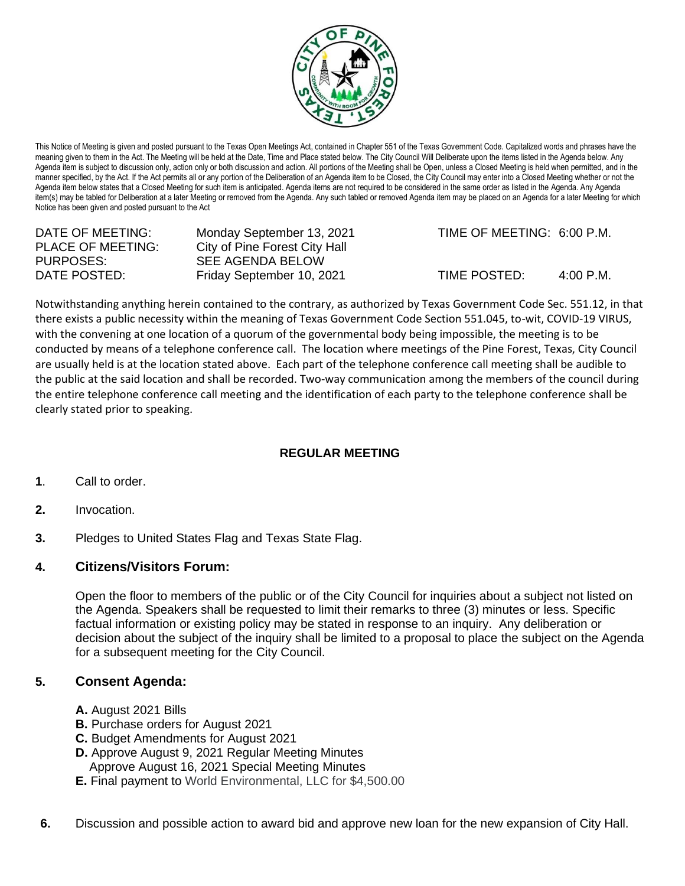This Notice of Meeting is given and posted pursuant to the Texas Open Meetings Act, contained in Chapter 551 of the Texas Government Code. Capitalized words and phrases have the meaning given to them in the Act. The Meeting will be held at the Date, Time and Place stated below. The City Council Will Deliberate upon the items listed in the Agenda below. Any Agenda item is subject to discussion only, action only or both discussion and action. All portions of the Meeting shall be Open, unless a Closed Meeting is held when permitted, and in the manner specified, by the Act. If the Act permits all or any portion of the Deliberation of an Agenda item to be Closed, the City Council may enter into a Closed Meeting whether or not the Agenda item below states that a Closed Meeting for such item is anticipated. Agenda items are not required to be considered in the same order as listed in the Agenda. Any Agenda item(s) may be tabled for Deliberation at a later Meeting or removed from the Agenda. Any such tabled or removed Agenda item may be placed on an Agenda for a later Meeting for which Notice has been given and posted pursuant to the Act

| | | | |
|---|---|---|---|
| DATE OF MEETING: | Monday September 13, 2021 | TIME OF MEETING: | 6:00 P.M. |
| PLACE OF MEETING: | City of Pine Forest City Hall | | |
| PURPOSES: | SEE AGENDA BELOW | | |
| DATE POSTED: | Friday September 10, 2021 | TIME POSTED: | 4:00 P.M. |

Notwithstanding anything herein contained to the contrary, as authorized by Texas Government Code Sec. 551.12, in that there exists a public necessity within the meaning of Texas Government Code Section 551.045, to-wit, COVID-19 VIRUS, with the convening at one location of a quorum of the governmental body being impossible, the meeting is to be conducted by means of a telephone conference call. The location where meetings of the Pine Forest, Texas, City Council are usually held is at the location stated above. Each part of the telephone conference call meeting shall be audible to the public at the said location and shall be recorded. Two-way communication among the members of the council during the entire telephone conference call meeting and the identification of each party to the telephone conference shall be clearly stated prior to speaking.

**REGULAR MEETING**

**1**. Call to order.

**2.** Invocation.

**3.** Pledges to United States Flag and Texas State Flag.

## 4. Citizens/Visitors Forum:

Open the floor to members of the public or of the City Council for inquiries about a subject not listed on the Agenda. Speakers shall be requested to limit their remarks to three (3) minutes or less. Specific factual information or existing policy may be stated in response to an inquiry. Any deliberation or decision about the subject of the inquiry shall be limited to a proposal to place the subject on the Agenda for a subsequent meeting for the City Council.

## 5. Consent Agenda:

**A.** August 2021 Bills
**B.** Purchase orders for August 2021
**C.** Budget Amendments for August 2021
**D.** Approve August 9, 2021 Regular Meeting Minutes
Approve August 16, 2021 Special Meeting Minutes
**E.** Final payment to World Environmental, LLC for $4,500.00

**6.** Discussion and possible action to award bid and approve new loan for the new expansion of City Hall.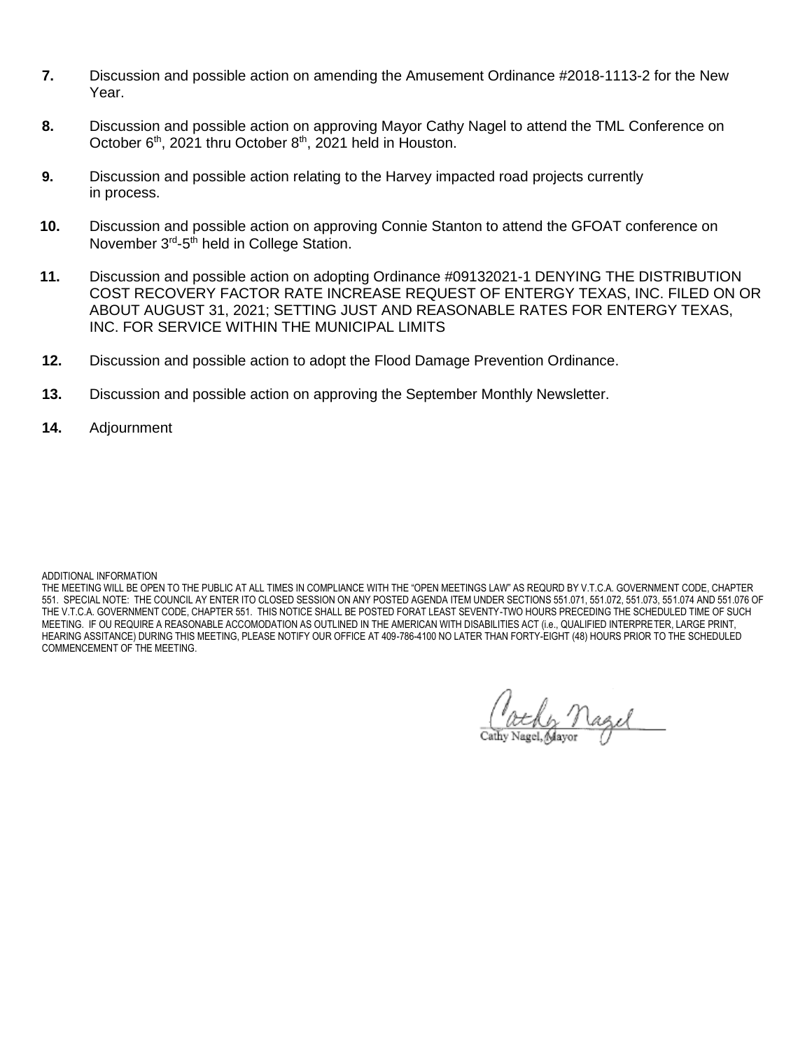7. Discussion and possible action on amending the Amusement Ordinance #2018-1113-2 for the New Year.

8. Discussion and possible action on approving Mayor Cathy Nagel to attend the TML Conference on October 6th, 2021 thru October 8th, 2021 held in Houston.

9. Discussion and possible action relating to the Harvey impacted road projects currently in process.

10. Discussion and possible action on approving Connie Stanton to attend the GFOAT conference on November 3rd-5th held in College Station.

11. Discussion and possible action on adopting Ordinance #09132021-1 DENYING THE DISTRIBUTION COST RECOVERY FACTOR RATE INCREASE REQUEST OF ENTERGY TEXAS, INC. FILED ON OR ABOUT AUGUST 31, 2021; SETTING JUST AND REASONABLE RATES FOR ENTERGY TEXAS, INC. FOR SERVICE WITHIN THE MUNICIPAL LIMITS

12. Discussion and possible action to adopt the Flood Damage Prevention Ordinance.

13. Discussion and possible action on approving the September Monthly Newsletter.

14. Adjournment

ADDITIONAL INFORMATION
THE MEETING WILL BE OPEN TO THE PUBLIC AT ALL TIMES IN COMPLIANCE WITH THE "OPEN MEETINGS LAW" AS REQURD BY V.T.C.A. GOVERNMENT CODE, CHAPTER 551. SPECIAL NOTE: THE COUNCIL AY ENTER ITO CLOSED SESSION ON ANY POSTED AGENDA ITEM UNDER SECTIONS 551.071, 551.072, 551.073, 551.074 AND 551.076 OF THE V.T.C.A. GOVERNMENT CODE, CHAPTER 551. THIS NOTICE SHALL BE POSTED FORAT LEAST SEVENTY-TWO HOURS PRECEDING THE SCHEDULED TIME OF SUCH MEETING. IF OU REQUIRE A REASONABLE ACCOMODATION AS OUTLINED IN THE AMERICAN WITH DISABILITIES ACT (i.e., QUALIFIED INTERPRETER, LARGE PRINT, HEARING ASSITANCE) DURING THIS MEETING, PLEASE NOTIFY OUR OFFICE AT 409-786-4100 NO LATER THAN FORTY-EIGHT (48) HOURS PRIOR TO THE SCHEDULED COMMENCEMENT OF THE MEETING.

Cathy Nagel

Cathy Nagel, Mayor